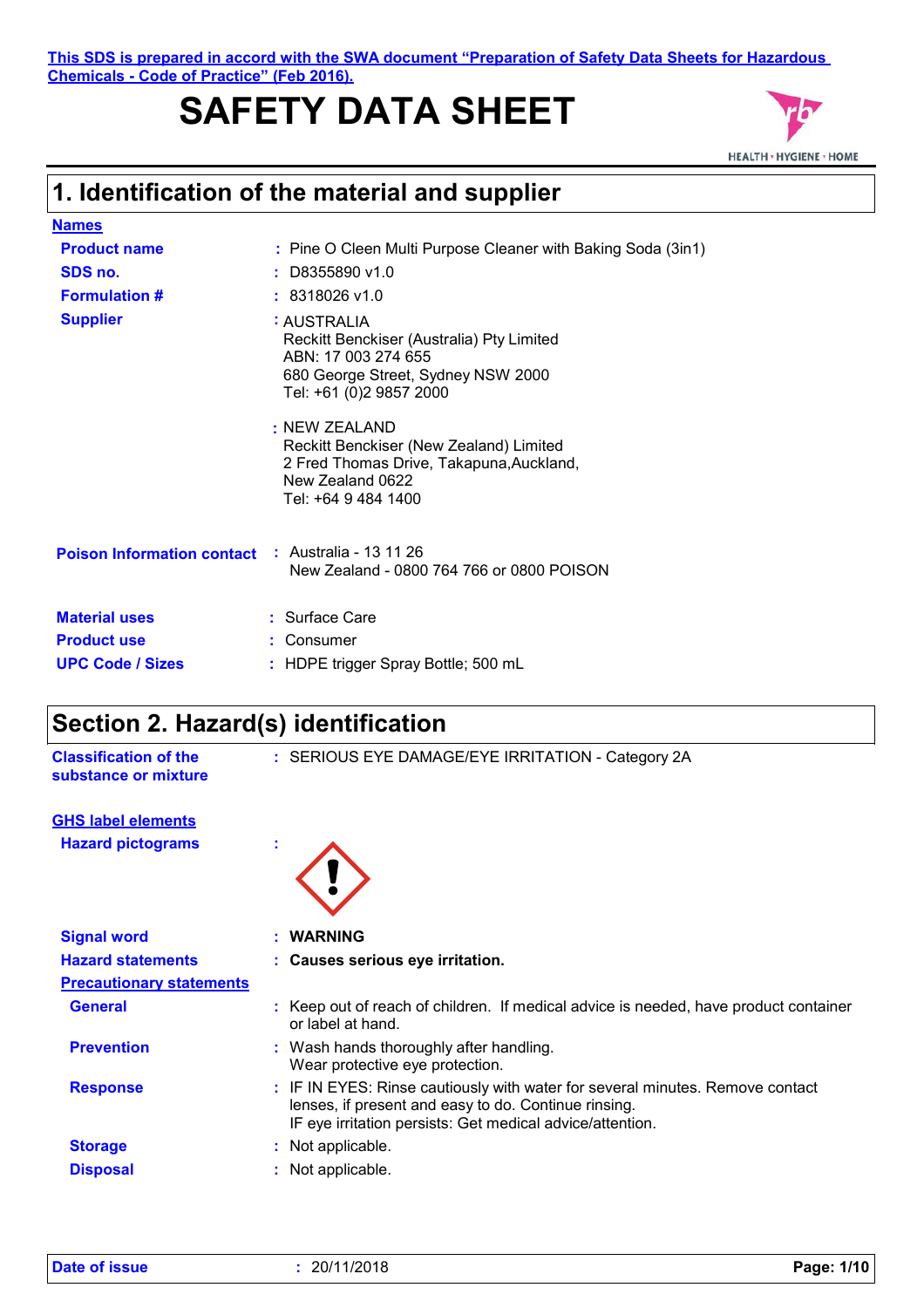This SDS is prepared in accord with the SWA document "Preparation of Safety Data Sheets for Hazardous Chemicals - Code of Practice" (Feb 2016).

# SAFETY DATA SHEET

HEALTH · HYGIENE · HOME

## 1. Identification of the material and supplier

**Names**

**Product name** : Pine O Cleen Multi Purpose Cleaner with Baking Soda (3in1)

**SDS no.** : D8355890 v1.0

**Formulation #** : 8318026 v1.0

**Supplier** : AUSTRALIA
Reckitt Benckiser (Australia) Pty Limited
ABN: 17 003 274 655
680 George Street, Sydney NSW 2000
Tel: +61 (0)2 9857 2000

: NEW ZEALAND
Reckitt Benckiser (New Zealand) Limited
2 Fred Thomas Drive, Takapuna,Auckland,
New Zealand 0622
Tel: +64 9 484 1400

**Poison Information contact** : Australia - 13 11 26
New Zealand - 0800 764 766 or 0800 POISON

**Material uses** : Surface Care

**Product use** : Consumer

**UPC Code / Sizes** : HDPE trigger Spray Bottle; 500 mL

## Section 2. Hazard(s) identification

**Classification of the substance or mixture** : SERIOUS EYE DAMAGE/EYE IRRITATION - Category 2A

**GHS label elements**

**Hazard pictograms** :

**Signal word** : **WARNING**

**Hazard statements** : **Causes serious eye irritation.**

**Precautionary statements**

**General** : Keep out of reach of children. If medical advice is needed, have product container or label at hand.

**Prevention** : Wash hands thoroughly after handling.
Wear protective eye protection.

**Response** : IF IN EYES: Rinse cautiously with water for several minutes. Remove contact lenses, if present and easy to do. Continue rinsing.
IF eye irritation persists: Get medical advice/attention.

**Storage** : Not applicable.

**Disposal** : Not applicable.

**Date of issue** : 20/11/2018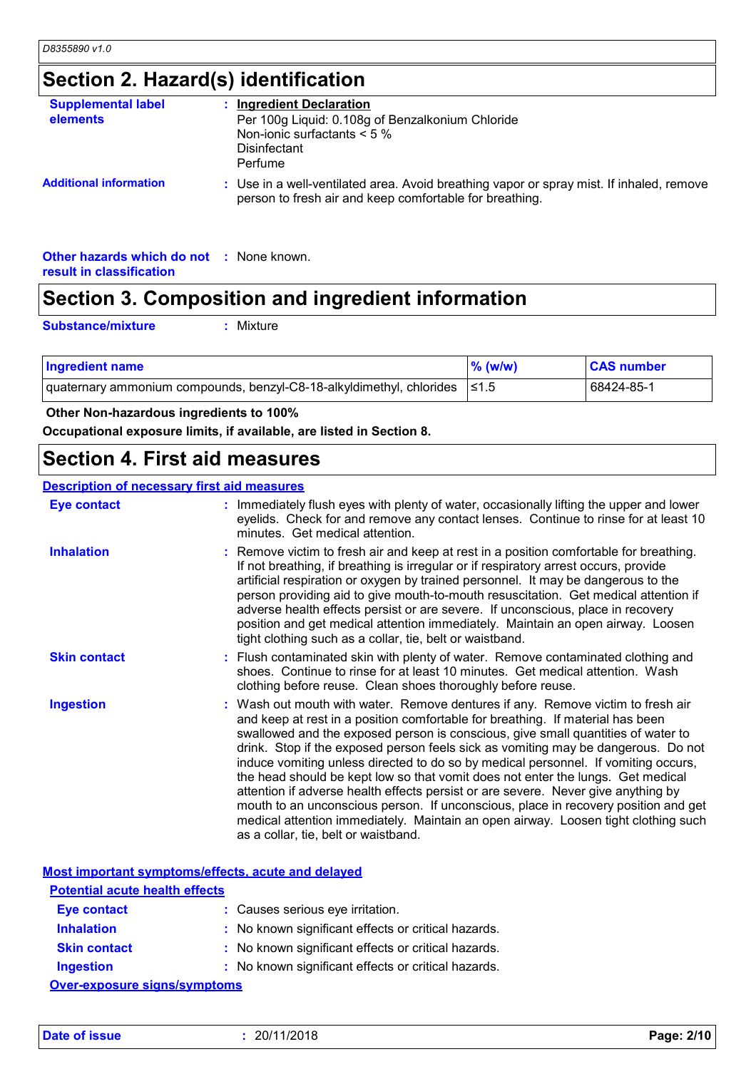## Section 2. Hazard(s) identification

**Supplemental label elements** : **Ingredient Declaration**
Per 100g Liquid: 0.108g of Benzalkonium Chloride
Non-ionic surfactants < 5 %
Disinfectant
Perfume

**Additional information** : Use in a well-ventilated area. Avoid breathing vapor or spray mist. If inhaled, remove person to fresh air and keep comfortable for breathing.

**Other hazards which do not result in classification** : None known.

## Section 3. Composition and ingredient information

**Substance/mixture** : Mixture

| Ingredient name | % (w/w) | CAS number |
|---|---|---|
| quaternary ammonium compounds, benzyl-C8-18-alkyldimethyl, chlorides | ≤1.5 | 68424-85-1 |

**Other Non-hazardous ingredients to 100%**

**Occupational exposure limits, if available, are listed in Section 8.**

## Section 4. First aid measures

### Description of necessary first aid measures

**Eye contact** : Immediately flush eyes with plenty of water, occasionally lifting the upper and lower eyelids. Check for and remove any contact lenses. Continue to rinse for at least 10 minutes. Get medical attention.

**Inhalation** : Remove victim to fresh air and keep at rest in a position comfortable for breathing. If not breathing, if breathing is irregular or if respiratory arrest occurs, provide artificial respiration or oxygen by trained personnel. It may be dangerous to the person providing aid to give mouth-to-mouth resuscitation. Get medical attention if adverse health effects persist or are severe. If unconscious, place in recovery position and get medical attention immediately. Maintain an open airway. Loosen tight clothing such as a collar, tie, belt or waistband.

**Skin contact** : Flush contaminated skin with plenty of water. Remove contaminated clothing and shoes. Continue to rinse for at least 10 minutes. Get medical attention. Wash clothing before reuse. Clean shoes thoroughly before reuse.

**Ingestion** : Wash out mouth with water. Remove dentures if any. Remove victim to fresh air and keep at rest in a position comfortable for breathing. If material has been swallowed and the exposed person is conscious, give small quantities of water to drink. Stop if the exposed person feels sick as vomiting may be dangerous. Do not induce vomiting unless directed to do so by medical personnel. If vomiting occurs, the head should be kept low so that vomit does not enter the lungs. Get medical attention if adverse health effects persist or are severe. Never give anything by mouth to an unconscious person. If unconscious, place in recovery position and get medical attention immediately. Maintain an open airway. Loosen tight clothing such as a collar, tie, belt or waistband.

### Most important symptoms/effects, acute and delayed

**Potential acute health effects**

**Eye contact** : Causes serious eye irritation.

**Inhalation** : No known significant effects or critical hazards.

**Skin contact** : No known significant effects or critical hazards.

**Ingestion** : No known significant effects or critical hazards.

**Over-exposure signs/symptoms**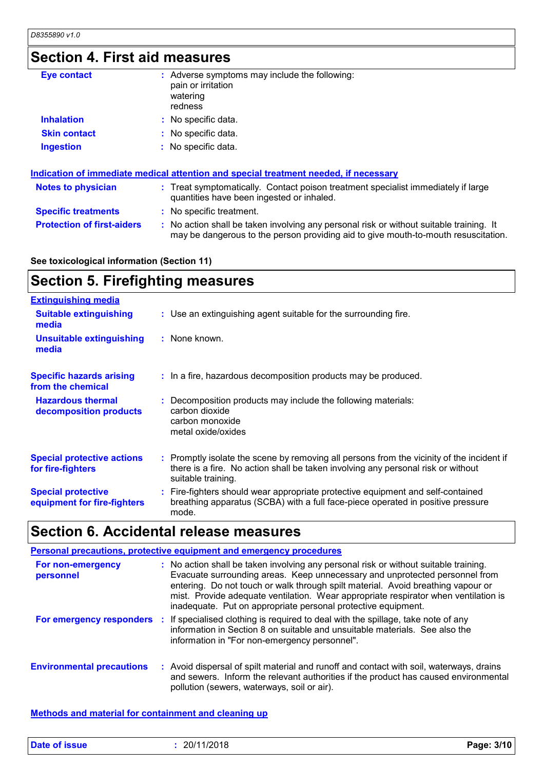## Section 4. First aid measures

**Eye contact** : Adverse symptoms may include the following:
pain or irritation
watering
redness

**Inhalation** : No specific data.

**Skin contact** : No specific data.

**Ingestion** : No specific data.

### Indication of immediate medical attention and special treatment needed, if necessary

**Notes to physician** : Treat symptomatically. Contact poison treatment specialist immediately if large quantities have been ingested or inhaled.

**Specific treatments** : No specific treatment.

**Protection of first-aiders** : No action shall be taken involving any personal risk or without suitable training. It may be dangerous to the person providing aid to give mouth-to-mouth resuscitation.

**See toxicological information (Section 11)**

## Section 5. Firefighting measures

### Extinguishing media

**Suitable extinguishing media** : Use an extinguishing agent suitable for the surrounding fire.

**Unsuitable extinguishing media** : None known.

**Specific hazards arising from the chemical** : In a fire, hazardous decomposition products may be produced.

**Hazardous thermal decomposition products** : Decomposition products may include the following materials:
carbon dioxide
carbon monoxide
metal oxide/oxides

**Special protective actions for fire-fighters** : Promptly isolate the scene by removing all persons from the vicinity of the incident if there is a fire. No action shall be taken involving any personal risk or without suitable training.

**Special protective equipment for fire-fighters** : Fire-fighters should wear appropriate protective equipment and self-contained breathing apparatus (SCBA) with a full face-piece operated in positive pressure mode.

## Section 6. Accidental release measures

### Personal precautions, protective equipment and emergency procedures

**For non-emergency personnel** : No action shall be taken involving any personal risk or without suitable training. Evacuate surrounding areas. Keep unnecessary and unprotected personnel from entering. Do not touch or walk through spilt material. Avoid breathing vapour or mist. Provide adequate ventilation. Wear appropriate respirator when ventilation is inadequate. Put on appropriate personal protective equipment.

**For emergency responders** : If specialised clothing is required to deal with the spillage, take note of any information in Section 8 on suitable and unsuitable materials. See also the information in "For non-emergency personnel".

**Environmental precautions** : Avoid dispersal of spilt material and runoff and contact with soil, waterways, drains and sewers. Inform the relevant authorities if the product has caused environmental pollution (sewers, waterways, soil or air).

### Methods and material for containment and cleaning up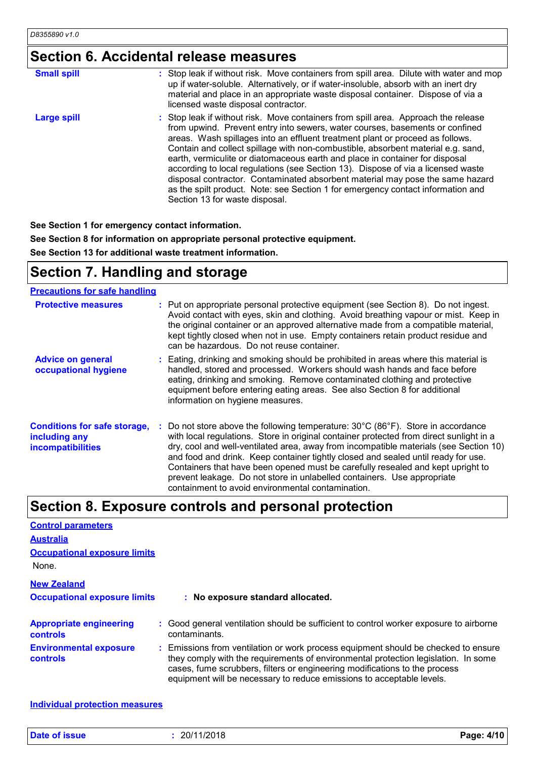## Section 6. Accidental release measures

**Small spill** : Stop leak if without risk. Move containers from spill area. Dilute with water and mop up if water-soluble. Alternatively, or if water-insoluble, absorb with an inert dry material and place in an appropriate waste disposal container. Dispose of via a licensed waste disposal contractor.

**Large spill** : Stop leak if without risk. Move containers from spill area. Approach the release from upwind. Prevent entry into sewers, water courses, basements or confined areas. Wash spillages into an effluent treatment plant or proceed as follows. Contain and collect spillage with non-combustible, absorbent material e.g. sand, earth, vermiculite or diatomaceous earth and place in container for disposal according to local regulations (see Section 13). Dispose of via a licensed waste disposal contractor. Contaminated absorbent material may pose the same hazard as the spilt product. Note: see Section 1 for emergency contact information and Section 13 for waste disposal.

**See Section 1 for emergency contact information.**

**See Section 8 for information on appropriate personal protective equipment.**

**See Section 13 for additional waste treatment information.**

## Section 7. Handling and storage

**Precautions for safe handling**

**Protective measures** : Put on appropriate personal protective equipment (see Section 8). Do not ingest. Avoid contact with eyes, skin and clothing. Avoid breathing vapour or mist. Keep in the original container or an approved alternative made from a compatible material, kept tightly closed when not in use. Empty containers retain product residue and can be hazardous. Do not reuse container.

**Advice on general occupational hygiene** : Eating, drinking and smoking should be prohibited in areas where this material is handled, stored and processed. Workers should wash hands and face before eating, drinking and smoking. Remove contaminated clothing and protective equipment before entering eating areas. See also Section 8 for additional information on hygiene measures.

**Conditions for safe storage, including any incompatibilities** : Do not store above the following temperature: 30°C (86°F). Store in accordance with local regulations. Store in original container protected from direct sunlight in a dry, cool and well-ventilated area, away from incompatible materials (see Section 10) and food and drink. Keep container tightly closed and sealed until ready for use. Containers that have been opened must be carefully resealed and kept upright to prevent leakage. Do not store in unlabelled containers. Use appropriate containment to avoid environmental contamination.

## Section 8. Exposure controls and personal protection

**Control parameters**

**Australia**

**Occupational exposure limits**

None.

**New Zealand**

**Occupational exposure limits** : **No exposure standard allocated.**

**Appropriate engineering controls** : Good general ventilation should be sufficient to control worker exposure to airborne contaminants.

**Environmental exposure controls** : Emissions from ventilation or work process equipment should be checked to ensure they comply with the requirements of environmental protection legislation. In some cases, fume scrubbers, filters or engineering modifications to the process equipment will be necessary to reduce emissions to acceptable levels.

**Individual protection measures**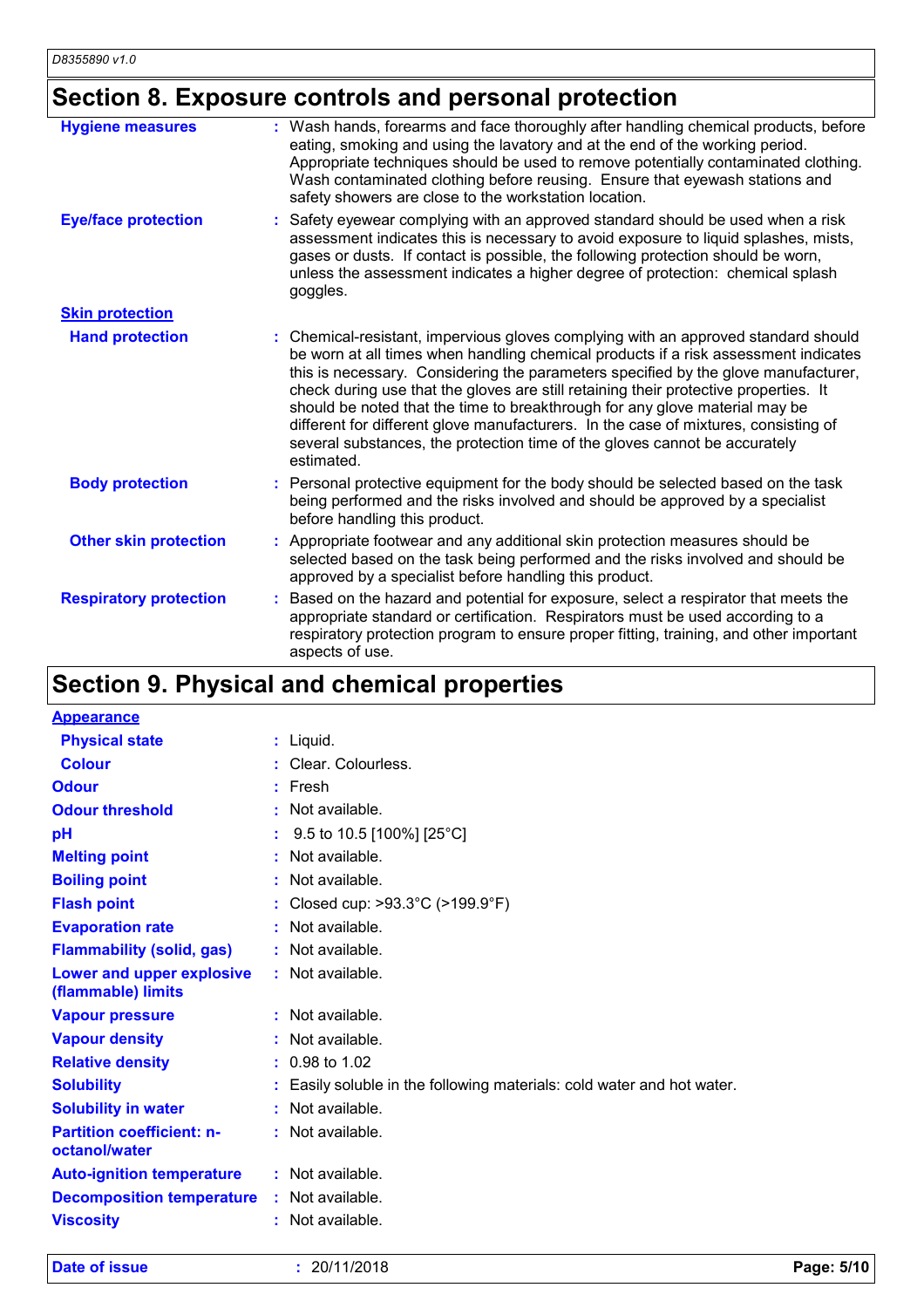## Section 8. Exposure controls and personal protection

| | |
|---|---|
| **Hygiene measures** | : Wash hands, forearms and face thoroughly after handling chemical products, before eating, smoking and using the lavatory and at the end of the working period. Appropriate techniques should be used to remove potentially contaminated clothing. Wash contaminated clothing before reusing. Ensure that eyewash stations and safety showers are close to the workstation location. |
| **Eye/face protection** | : Safety eyewear complying with an approved standard should be used when a risk assessment indicates this is necessary to avoid exposure to liquid splashes, mists, gases or dusts. If contact is possible, the following protection should be worn, unless the assessment indicates a higher degree of protection: chemical splash goggles. |
| **Skin protection** | |
| **Hand protection** | : Chemical-resistant, impervious gloves complying with an approved standard should be worn at all times when handling chemical products if a risk assessment indicates this is necessary. Considering the parameters specified by the glove manufacturer, check during use that the gloves are still retaining their protective properties. It should be noted that the time to breakthrough for any glove material may be different for different glove manufacturers. In the case of mixtures, consisting of several substances, the protection time of the gloves cannot be accurately estimated. |
| **Body protection** | : Personal protective equipment for the body should be selected based on the task being performed and the risks involved and should be approved by a specialist before handling this product. |
| **Other skin protection** | : Appropriate footwear and any additional skin protection measures should be selected based on the task being performed and the risks involved and should be approved by a specialist before handling this product. |
| **Respiratory protection** | : Based on the hazard and potential for exposure, select a respirator that meets the appropriate standard or certification. Respirators must be used according to a respiratory protection program to ensure proper fitting, training, and other important aspects of use. |

## Section 9. Physical and chemical properties

| | |
|---|---|
| **Appearance** | |
| **Physical state** | : Liquid. |
| **Colour** | : Clear. Colourless. |
| **Odour** | : Fresh |
| **Odour threshold** | : Not available. |
| **pH** | : 9.5 to 10.5 [100%] [25°C] |
| **Melting point** | : Not available. |
| **Boiling point** | : Not available. |
| **Flash point** | : Closed cup: >93.3°C (>199.9°F) |
| **Evaporation rate** | : Not available. |
| **Flammability (solid, gas)** | : Not available. |
| **Lower and upper explosive (flammable) limits** | : Not available. |
| **Vapour pressure** | : Not available. |
| **Vapour density** | : Not available. |
| **Relative density** | : 0.98 to 1.02 |
| **Solubility** | : Easily soluble in the following materials: cold water and hot water. |
| **Solubility in water** | : Not available. |
| **Partition coefficient: n-octanol/water** | : Not available. |
| **Auto-ignition temperature** | : Not available. |
| **Decomposition temperature** | : Not available. |
| **Viscosity** | : Not available. |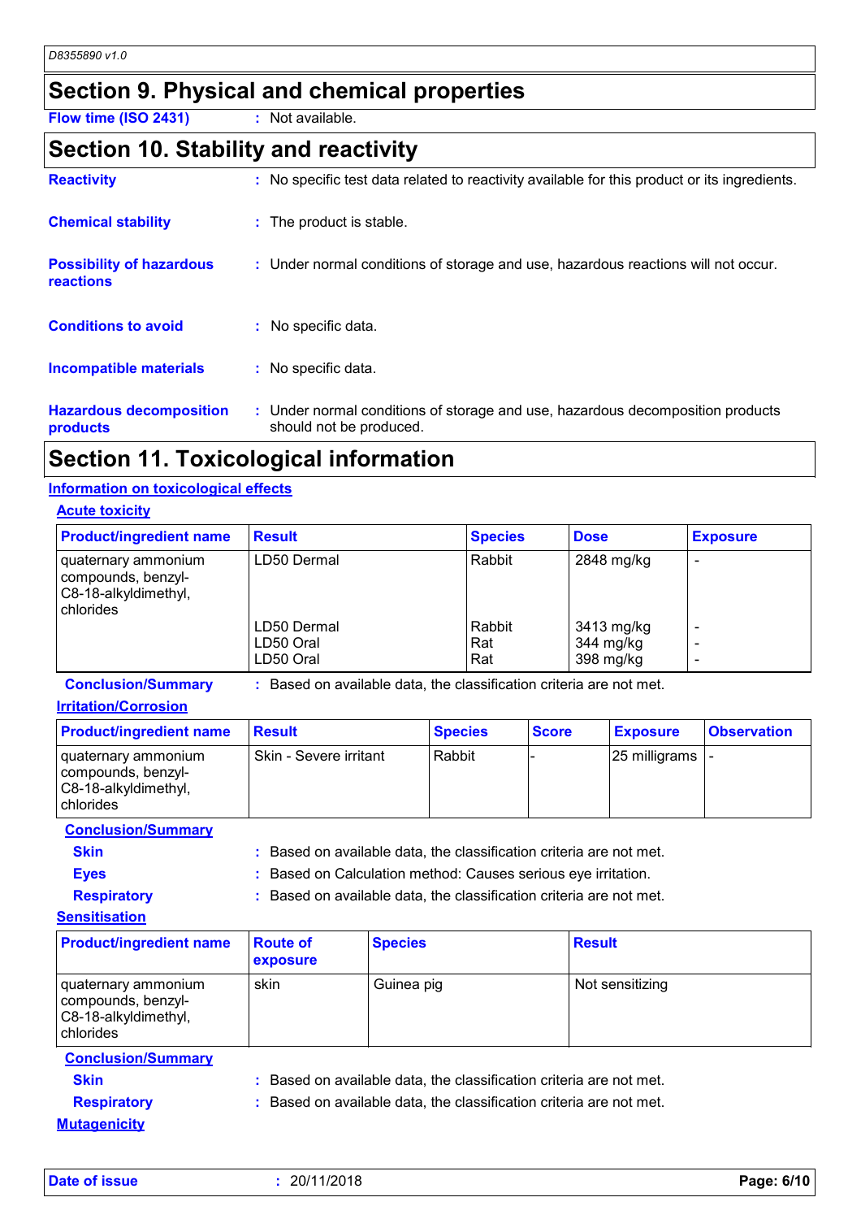## Section 9. Physical and chemical properties

**Flow time (ISO 2431)** : Not available.

## Section 10. Stability and reactivity

**Reactivity** : No specific test data related to reactivity available for this product or its ingredients.

**Chemical stability** : The product is stable.

**Possibility of hazardous reactions** : Under normal conditions of storage and use, hazardous reactions will not occur.

**Conditions to avoid** : No specific data.

**Incompatible materials** : No specific data.

**Hazardous decomposition products** : Under normal conditions of storage and use, hazardous decomposition products should not be produced.

## Section 11. Toxicological information

### Information on toxicological effects

#### Acute toxicity

| Product/ingredient name | Result | Species | Dose | Exposure |
|---|---|---|---|---|
| quaternary ammonium compounds, benzyl-C8-18-alkyldimethyl, chlorides | LD50 Dermal | Rabbit | 2848 mg/kg | - |
| | LD50 Dermal | Rabbit | 3413 mg/kg | - |
| | LD50 Oral | Rat | 344 mg/kg | - |
| | LD50 Oral | Rat | 398 mg/kg | - |

**Conclusion/Summary** : Based on available data, the classification criteria are not met.

#### Irritation/Corrosion

| Product/ingredient name | Result | Species | Score | Exposure | Observation |
|---|---|---|---|---|---|
| quaternary ammonium compounds, benzyl-C8-18-alkyldimethyl, chlorides | Skin - Severe irritant | Rabbit | - | 25 milligrams | - |

**Conclusion/Summary**

**Skin** : Based on available data, the classification criteria are not met.

**Eyes** : Based on Calculation method: Causes serious eye irritation.

**Respiratory** : Based on available data, the classification criteria are not met.

#### Sensitisation

| Product/ingredient name | Route of exposure | Species | Result |
|---|---|---|---|
| quaternary ammonium compounds, benzyl-C8-18-alkyldimethyl, chlorides | skin | Guinea pig | Not sensitizing |

**Conclusion/Summary**

**Skin** : Based on available data, the classification criteria are not met.

**Respiratory** : Based on available data, the classification criteria are not met.

#### Mutagenicity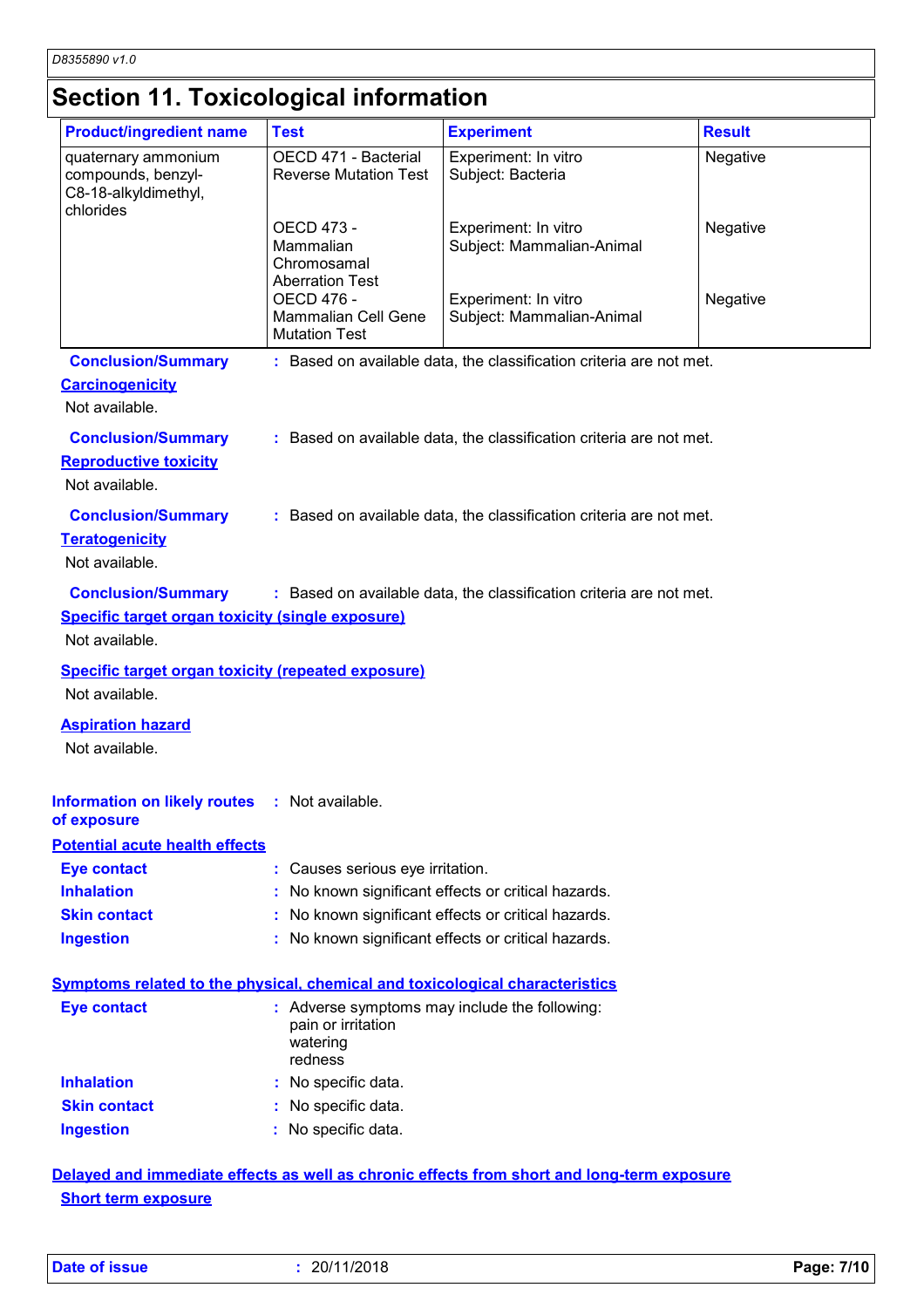## Section 11. Toxicological information

| Product/ingredient name | Test | Experiment | Result |
|---|---|---|---|
| quaternary ammonium compounds, benzyl-C8-18-alkyldimethyl, chlorides | OECD 471 - Bacterial Reverse Mutation Test | Experiment: In vitro Subject: Bacteria | Negative |
| | OECD 473 - Mammalian Chromosamal Aberration Test | Experiment: In vitro Subject: Mammalian-Animal | Negative |
| | OECD 476 - Mammalian Cell Gene Mutation Test | Experiment: In vitro Subject: Mammalian-Animal | Negative |

**Conclusion/Summary** : Based on available data, the classification criteria are not met.

**Carcinogenicity**

Not available.

**Conclusion/Summary** : Based on available data, the classification criteria are not met.

**Reproductive toxicity**

Not available.

**Conclusion/Summary** : Based on available data, the classification criteria are not met.

**Teratogenicity**

Not available.

**Conclusion/Summary** : Based on available data, the classification criteria are not met.

**Specific target organ toxicity (single exposure)**

Not available.

**Specific target organ toxicity (repeated exposure)**

Not available.

**Aspiration hazard**

Not available.

**Information on likely routes of exposure** : Not available.

**Potential acute health effects**

**Eye contact** : Causes serious eye irritation.

**Inhalation** : No known significant effects or critical hazards.

**Skin contact** : No known significant effects or critical hazards.

**Ingestion** : No known significant effects or critical hazards.

**Symptoms related to the physical, chemical and toxicological characteristics**

**Eye contact** : Adverse symptoms may include the following:
pain or irritation
watering
redness

**Inhalation** : No specific data.

**Skin contact** : No specific data.

**Ingestion** : No specific data.

**Delayed and immediate effects as well as chronic effects from short and long-term exposure**

**Short term exposure**

Date of issue : 20/11/2018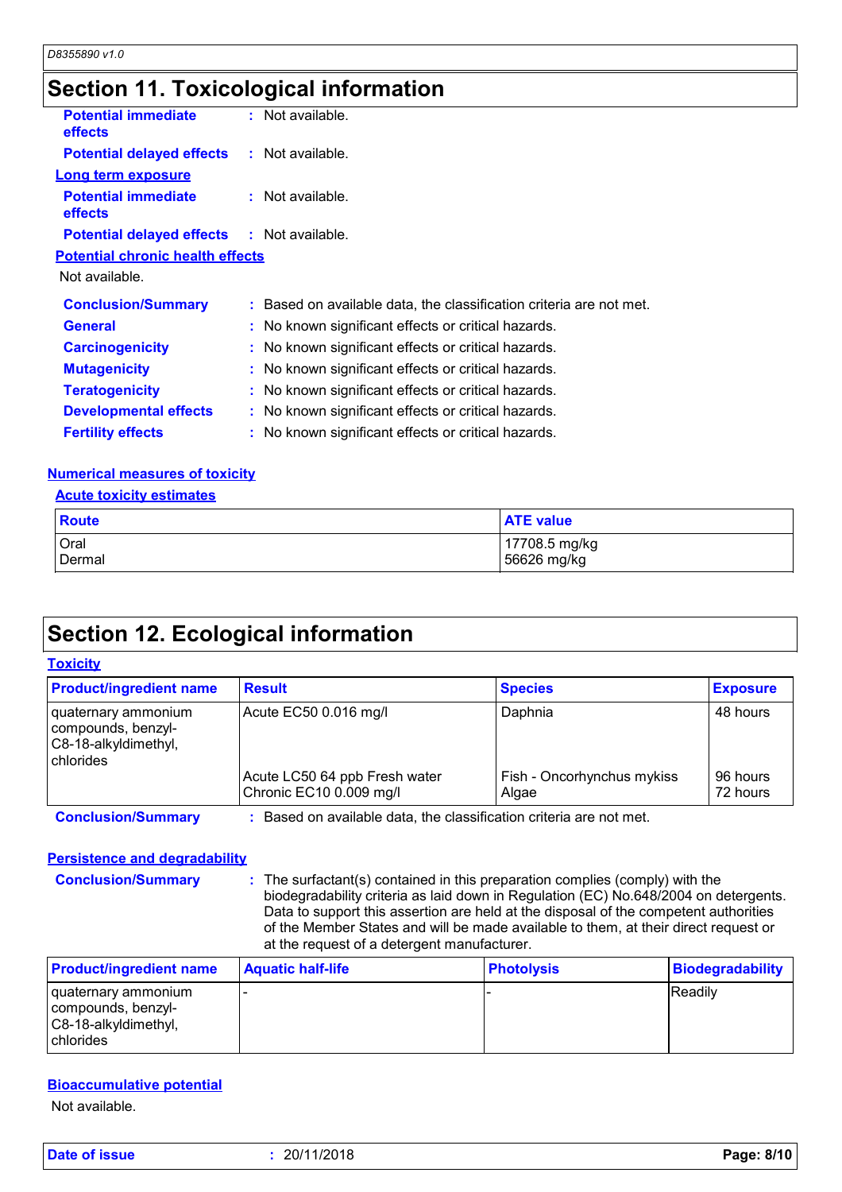## Section 11. Toxicological information

**Potential immediate effects** : Not available.

**Potential delayed effects** : Not available.

**Long term exposure**

**Potential immediate effects** : Not available.

**Potential delayed effects** : Not available.

**Potential chronic health effects**

Not available.

**Conclusion/Summary** : Based on available data, the classification criteria are not met.

**General** : No known significant effects or critical hazards.

**Carcinogenicity** : No known significant effects or critical hazards.

**Mutagenicity** : No known significant effects or critical hazards.

**Teratogenicity** : No known significant effects or critical hazards.

**Developmental effects** : No known significant effects or critical hazards.

**Fertility effects** : No known significant effects or critical hazards.

**Numerical measures of toxicity**

**Acute toxicity estimates**

| Route | ATE value |
|---|---|
| Oral | 17708.5 mg/kg |
| Dermal | 56626 mg/kg |

## Section 12. Ecological information

**Toxicity**

| Product/ingredient name | Result | Species | Exposure |
|---|---|---|---|
| quaternary ammonium compounds, benzyl-C8-18-alkyldimethyl, chlorides | Acute EC50 0.016 mg/l | Daphnia | 48 hours |
| | Acute LC50 64 ppb Fresh water | Fish - Oncorhynchus mykiss | 96 hours |
| | Chronic EC10 0.009 mg/l | Algae | 72 hours |

**Conclusion/Summary** : Based on available data, the classification criteria are not met.

**Persistence and degradability**

**Conclusion/Summary** : The surfactant(s) contained in this preparation complies (comply) with the biodegradability criteria as laid down in Regulation (EC) No.648/2004 on detergents. Data to support this assertion are held at the disposal of the competent authorities of the Member States and will be made available to them, at their direct request or at the request of a detergent manufacturer.

| Product/ingredient name | Aquatic half-life | Photolysis | Biodegradability |
|---|---|---|---|
| quaternary ammonium compounds, benzyl-C8-18-alkyldimethyl, chlorides | - | - | Readily |

**Bioaccumulative potential**

Not available.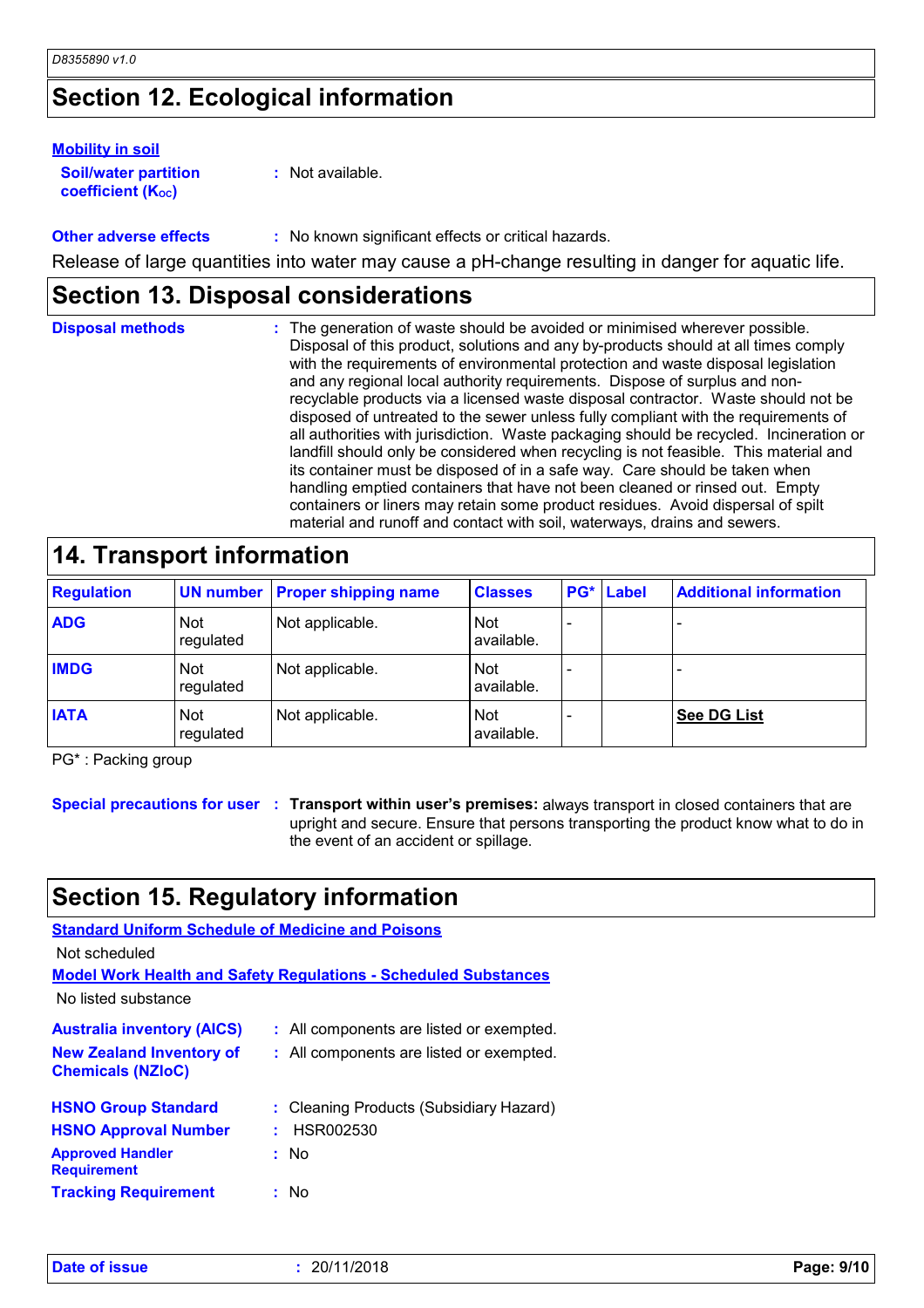## Section 12. Ecological information

**Mobility in soil**

**Soil/water partition coefficient ($K_{OC}$)** : Not available.

**Other adverse effects** : No known significant effects or critical hazards.

Release of large quantities into water may cause a pH-change resulting in danger for aquatic life.

## Section 13. Disposal considerations

**Disposal methods** : The generation of waste should be avoided or minimised wherever possible. Disposal of this product, solutions and any by-products should at all times comply with the requirements of environmental protection and waste disposal legislation and any regional local authority requirements. Dispose of surplus and non-recyclable products via a licensed waste disposal contractor. Waste should not be disposed of untreated to the sewer unless fully compliant with the requirements of all authorities with jurisdiction. Waste packaging should be recycled. Incineration or landfill should only be considered when recycling is not feasible. This material and its container must be disposed of in a safe way. Care should be taken when handling emptied containers that have not been cleaned or rinsed out. Empty containers or liners may retain some product residues. Avoid dispersal of spilt material and runoff and contact with soil, waterways, drains and sewers.

## 14. Transport information

| Regulation | UN number | Proper shipping name | Classes | PG* | Label | Additional information |
|---|---|---|---|---|---|---|
| **ADG** | Not regulated | Not applicable. | Not available. | - | | - |
| **IMDG** | Not regulated | Not applicable. | Not available. | - | | - |
| **IATA** | Not regulated | Not applicable. | Not available. | - | | **See DG List** |

PG* : Packing group

**Special precautions for user** : **Transport within user's premises:** always transport in closed containers that are upright and secure. Ensure that persons transporting the product know what to do in the event of an accident or spillage.

## Section 15. Regulatory information

**Standard Uniform Schedule of Medicine and Poisons**

Not scheduled

**Model Work Health and Safety Regulations - Scheduled Substances**

No listed substance

**Australia inventory (AICS)** : All components are listed or exempted.

**New Zealand Inventory of Chemicals (NZIoC)** : All components are listed or exempted.

**HSNO Group Standard** : Cleaning Products (Subsidiary Hazard)

**HSNO Approval Number** : HSR002530

**Approved Handler Requirement** : No

**Tracking Requirement** : No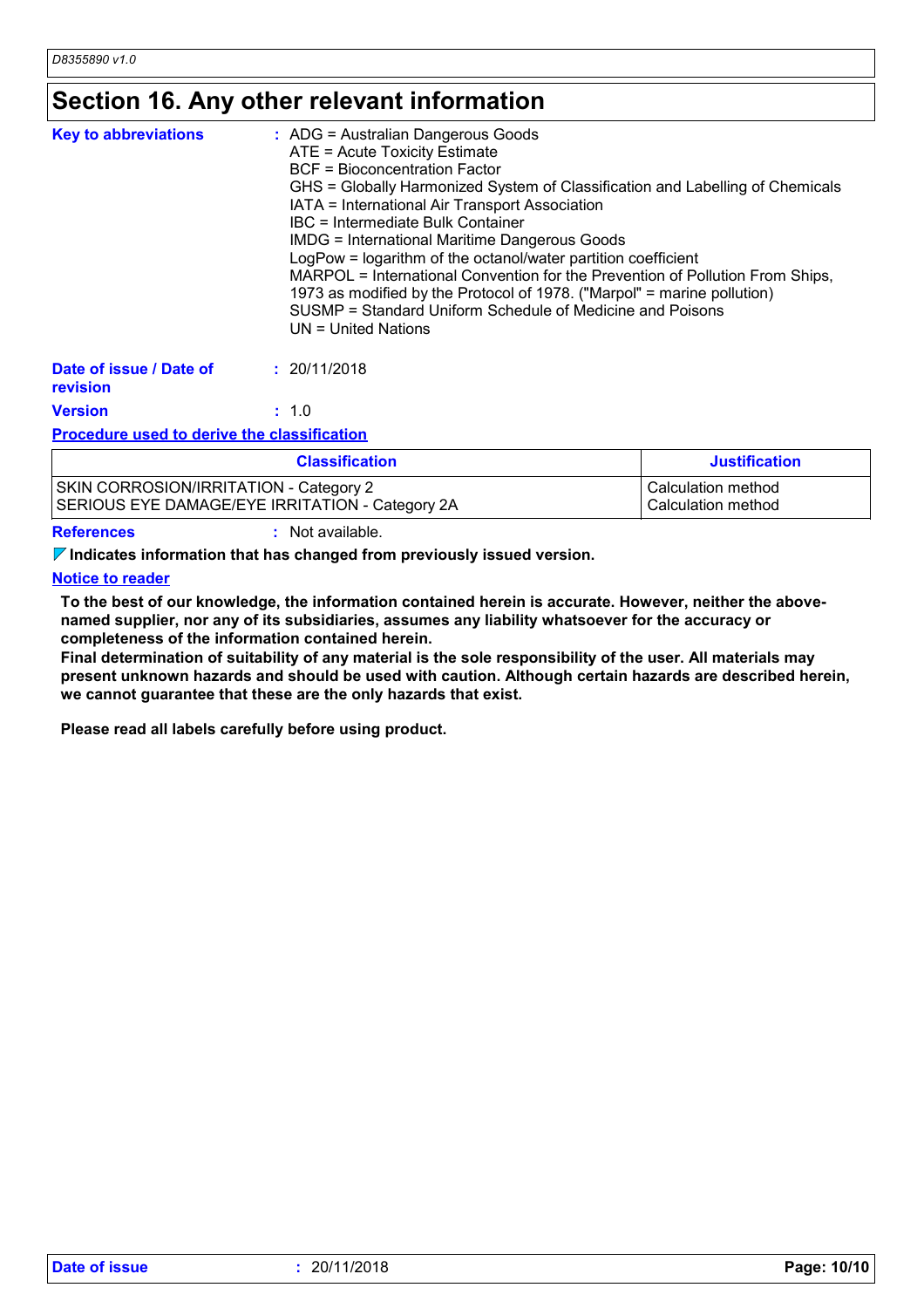# Section 16. Any other relevant information

**Key to abbreviations** : ADG = Australian Dangerous Goods
ATE = Acute Toxicity Estimate
BCF = Bioconcentration Factor
GHS = Globally Harmonized System of Classification and Labelling of Chemicals
IATA = International Air Transport Association
IBC = Intermediate Bulk Container
IMDG = International Maritime Dangerous Goods
LogPow = logarithm of the octanol/water partition coefficient
MARPOL = International Convention for the Prevention of Pollution From Ships, 1973 as modified by the Protocol of 1978. ("Marpol" = marine pollution)
SUSMP = Standard Uniform Schedule of Medicine and Poisons
UN = United Nations

**Date of issue / Date of revision** : 20/11/2018

**Version** : 1.0

**Procedure used to derive the classification**

| Classification | Justification |
|---|---|
| SKIN CORROSION/IRRITATION - Category 2 | Calculation method |
| SERIOUS EYE DAMAGE/EYE IRRITATION - Category 2A | Calculation method |

**References** : Not available.

**Indicates information that has changed from previously issued version.**

**Notice to reader**

**To the best of our knowledge, the information contained herein is accurate. However, neither the above-named supplier, nor any of its subsidiaries, assumes any liability whatsoever for the accuracy or completeness of the information contained herein.**
**Final determination of suitability of any material is the sole responsibility of the user. All materials may present unknown hazards and should be used with caution. Although certain hazards are described herein, we cannot guarantee that these are the only hazards that exist.**

**Please read all labels carefully before using product.**